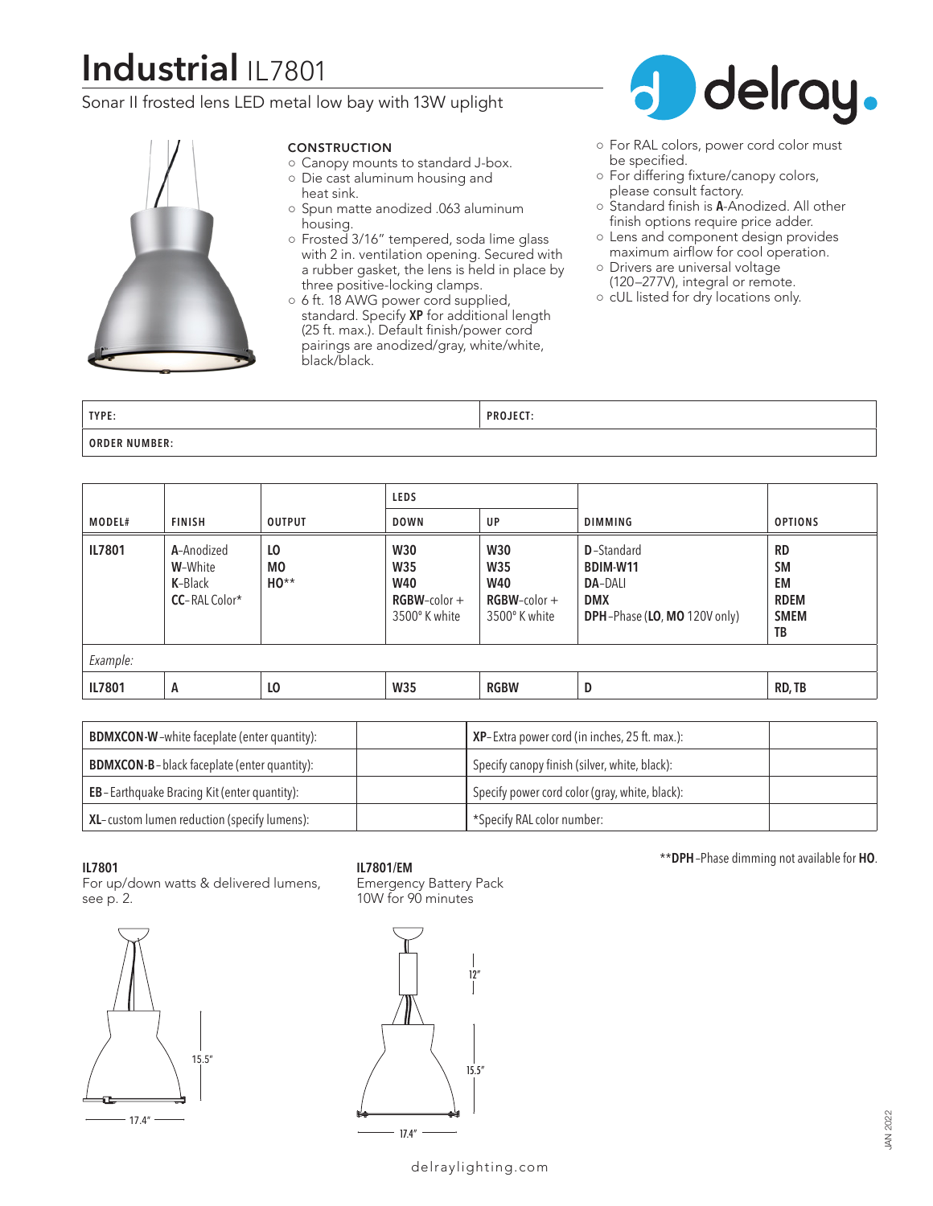# Industrial IL7801

Sonar II frosted lens LED metal low bay with 13W uplight

delray.

### CONSTRUCTION

- Canopy mounts to standard J-box.
- Die cast aluminum housing and heat sink.
- Spun matte anodized .063 aluminum housing.
- Frosted 3/16" tempered, soda lime glass with 2 in. ventilation opening. Secured with a rubber gasket, the lens is held in place by three positive-locking clamps.
- 6 ft. 18 AWG power cord supplied, standard. Specify **XP** for additional length (25 ft. max.). Default finish/power cord pairings are anodized/gray, white/white, black/black.
- For RAL colors, power cord color must be specified.
- For differing fixture/canopy colors, please consult factory.
- Standard finish is **A**-Anodized. All other finish options require price adder.
- Lens and component design provides maximum airflow for cool operation.
- Drivers are universal voltage (120–277V), integral or remote.
- cUL listed for dry locations only.

| TYPE: | PROJECT: |
|---|---|
| **ORDER NUMBER:** | |

| MODEL# | FINISH | OUTPUT | LEDS | | DIMMING | OPTIONS |
|---|---|---|---|---|---|---|
| | | | DOWN | UP | | |
| **IL7801** | **A**-Anodized<br>**W**-White<br>**K**-Black<br>**CC**-RAL Color* | **LO**<br>**MO**<br>**HO****| **W30**<br>**W35**<br>**W40**<br>**RGBW**-color + 3500° K white | **W30**<br>**W35**<br>**W40**<br>**RGBW**-color + 3500° K white | **D**-Standard<br>**BDIM-W11**<br>**DA**-DALI<br>**DMX**<br>**DPH**-Phase (**LO**, **MO** 120V only) | **RD**<br>**SM**<br>**EM**<br>**RDEM**<br>**SMEM**<br>**TB** |
| *Example:* | | | | | | |
| **IL7801** | **A** | **LO** | **W35** | **RGBW** | **D** | **RD, TB** |

| | | | |
|---|---|---|---|
| **BDMXCON-W**-white faceplate (enter quantity): | | **XP**-Extra power cord (in inches, 25 ft. max.): | |
| **BDMXCON-B**-black faceplate (enter quantity): | | Specify canopy finish (silver, white, black): | |
| **EB**-Earthquake Bracing Kit (enter quantity): | | Specify power cord color (gray, white, black): | |
| **XL**-custom lumen reduction (specify lumens): | | *Specify RAL color number: | |

****DPH**-Phase dimming not available for **HO**.

**IL7801**
For up/down watts & delivered lumens, see p. 2.

15.5"
17.4"

**IL7801/EM**
Emergency Battery Pack
10W for 90 minutes

12"
15.5"
17.4"

JAN 2022

delraylighting.com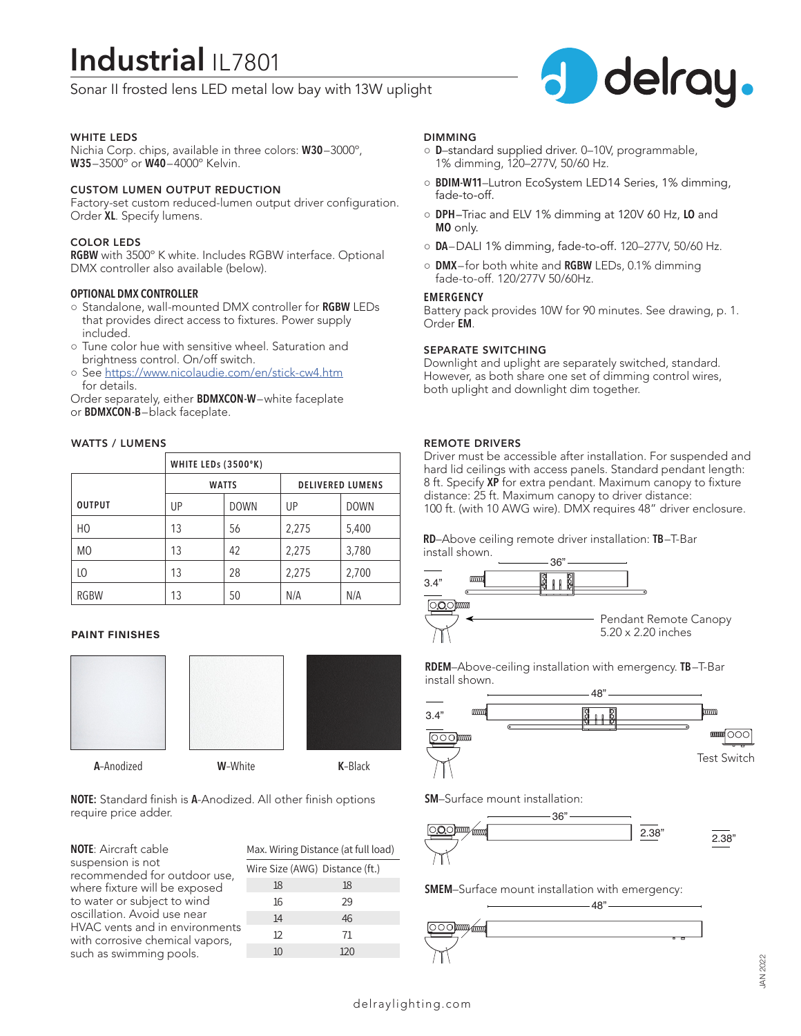# Industrial IL7801

Sonar II frosted lens LED metal low bay with 13W uplight

### WHITE LEDS

Nichia Corp. chips, available in three colors: **W30**–3000°, **W35**–3500° or **W40**–4000° Kelvin.

### CUSTOM LUMEN OUTPUT REDUCTION

Factory-set custom reduced-lumen output driver configuration. Order **XL**. Specify lumens.

### COLOR LEDS

**RGBW** with 3500° K white. Includes RGBW interface. Optional DMX controller also available (below).

### OPTIONAL DMX CONTROLLER

- Standalone, wall-mounted DMX controller for **RGBW** LEDs that provides direct access to fixtures. Power supply included.
- Tune color hue with sensitive wheel. Saturation and brightness control. On/off switch.
- See https://www.nicolaudie.com/en/stick-cw4.htm for details.

Order separately, either **BDMXCON-W**–white faceplate or **BDMXCON-B**–black faceplate.

### WATTS / LUMENS

| | WHITE LEDs (3500°K) | | | |
|---|---|---|---|---|
| | WATTS | | DELIVERED LUMENS | |
| OUTPUT | UP | DOWN | UP | DOWN |
| HO | 13 | 56 | 2,275 | 5,400 |
| MO | 13 | 42 | 2,275 | 3,780 |
| LO | 13 | 28 | 2,275 | 2,700 |
| RGBW | 13 | 50 | N/A | N/A |

### PAINT FINISHES

**A**-Anodized

**W**-White

**K**-Black

**NOTE:** Standard finish is **A**-Anodized. All other finish options require price adder.

**NOTE**: Aircraft cable suspension is not recommended for outdoor use, where fixture will be exposed to water or subject to wind oscillation. Avoid use near HVAC vents and in environments with corrosive chemical vapors, such as swimming pools.

Max. Wiring Distance (at full load)

| Wire Size (AWG) | Distance (ft.) |
|---|---|
| 18 | 18 |
| 16 | 29 |
| 14 | 46 |
| 12 | 71 |
| 10 | 120 |

### DIMMING

- **D**–standard supplied driver. 0–10V, programmable, 1% dimming, 120–277V, 50/60 Hz.
- **BDIM-W11**–Lutron EcoSystem LED14 Series, 1% dimming, fade-to-off.
- **DPH**–Triac and ELV 1% dimming at 120V 60 Hz, **LO** and **MO** only.
- **DA**–DALI 1% dimming, fade-to-off. 120–277V, 50/60 Hz.
- **DMX**–for both white and **RGBW** LEDs, 0.1% dimming fade-to-off. 120/277V 50/60Hz.

### EMERGENCY

Battery pack provides 10W for 90 minutes. See drawing, p. 1. Order **EM**.

### SEPARATE SWITCHING

Downlight and uplight are separately switched, standard. However, as both share one set of dimming control wires, both uplight and downlight dim together.

### REMOTE DRIVERS

Driver must be accessible after installation. For suspended and hard lid ceilings with access panels. Standard pendant length: 8 ft. Specify **XP** for extra pendant. Maximum canopy to fixture distance: 25 ft. Maximum canopy to driver distance: 100 ft. (with 10 AWG wire). DMX requires 48" driver enclosure.

**RD**–Above ceiling remote driver installation: **TB**–T-Bar install shown.

36"

3.4"

Pendant Remote Canopy 5.20 x 2.20 inches

**RDEM**–Above-ceiling installation with emergency. **TB**–T-Bar install shown.

48"

3.4"

Test Switch

**SM**–Surface mount installation:

36"

2.38"

2.38"

**SMEM**–Surface mount installation with emergency:

48"

delraylighting.com

JAN 2022